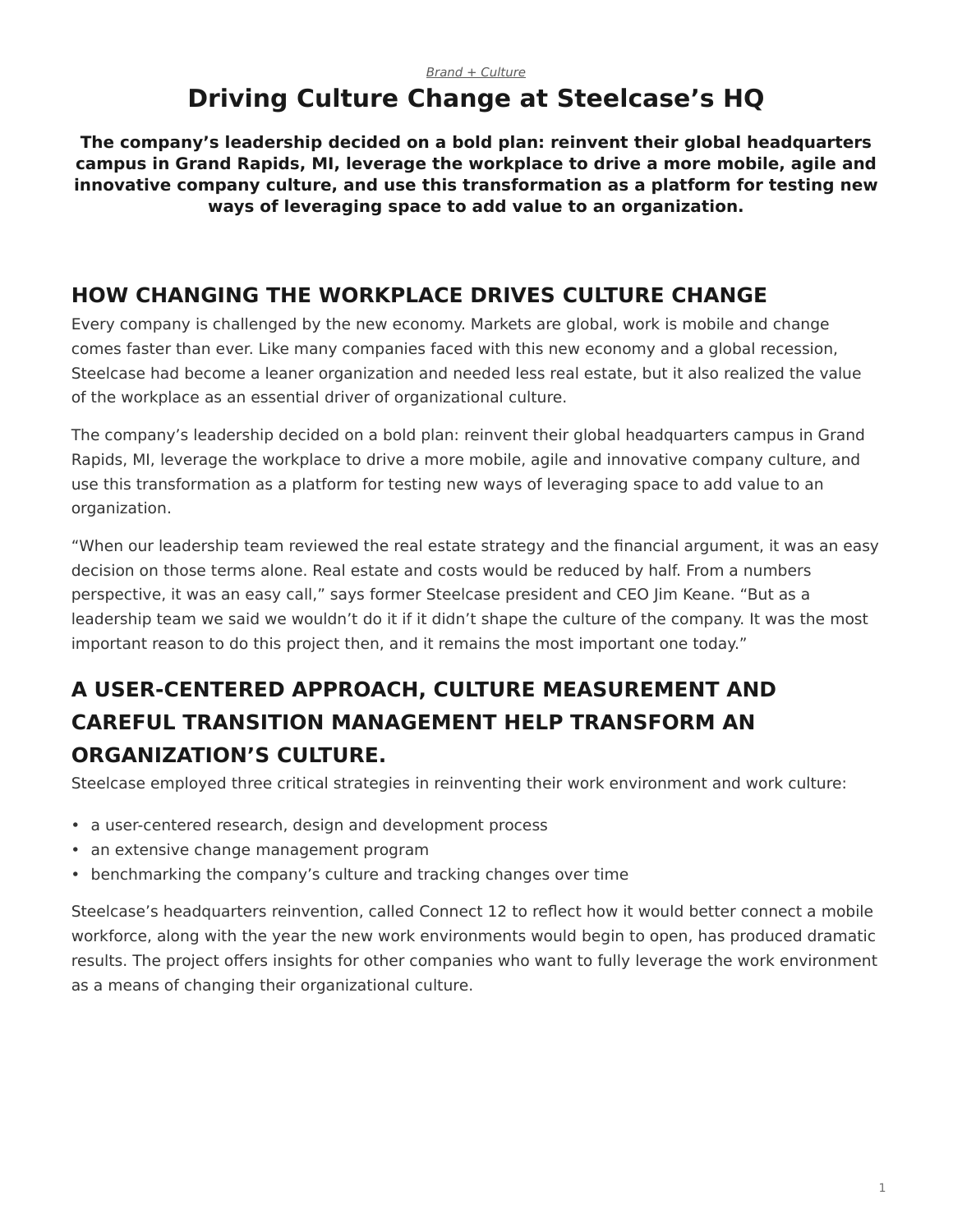*Brand + Culture*

# Driving Culture Change at Steelcase's HQ

**The company's leadership decided on a bold plan: reinvent their global headquarters campus in Grand Rapids, MI, leverage the workplace to drive a more mobile, agile and innovative company culture, and use this transformation as a platform for testing new ways of leveraging space to add value to an organization.**

## HOW CHANGING THE WORKPLACE DRIVES CULTURE CHANGE

Every company is challenged by the new economy. Markets are global, work is mobile and change comes faster than ever. Like many companies faced with this new economy and a global recession, Steelcase had become a leaner organization and needed less real estate, but it also realized the value of the workplace as an essential driver of organizational culture.

The company's leadership decided on a bold plan: reinvent their global headquarters campus in Grand Rapids, MI, leverage the workplace to drive a more mobile, agile and innovative company culture, and use this transformation as a platform for testing new ways of leveraging space to add value to an organization.

"When our leadership team reviewed the real estate strategy and the financial argument, it was an easy decision on those terms alone. Real estate and costs would be reduced by half. From a numbers perspective, it was an easy call," says former Steelcase president and CEO Jim Keane. "But as a leadership team we said we wouldn't do it if it didn't shape the culture of the company. It was the most important reason to do this project then, and it remains the most important one today."

## A USER-CENTERED APPROACH, CULTURE MEASUREMENT AND CAREFUL TRANSITION MANAGEMENT HELP TRANSFORM AN ORGANIZATION'S CULTURE.

Steelcase employed three critical strategies in reinventing their work environment and work culture:

- a user-centered research, design and development process
- an extensive change management program
- benchmarking the company's culture and tracking changes over time

Steelcase's headquarters reinvention, called Connect 12 to reflect how it would better connect a mobile workforce, along with the year the new work environments would begin to open, has produced dramatic results. The project offers insights for other companies who want to fully leverage the work environment as a means of changing their organizational culture.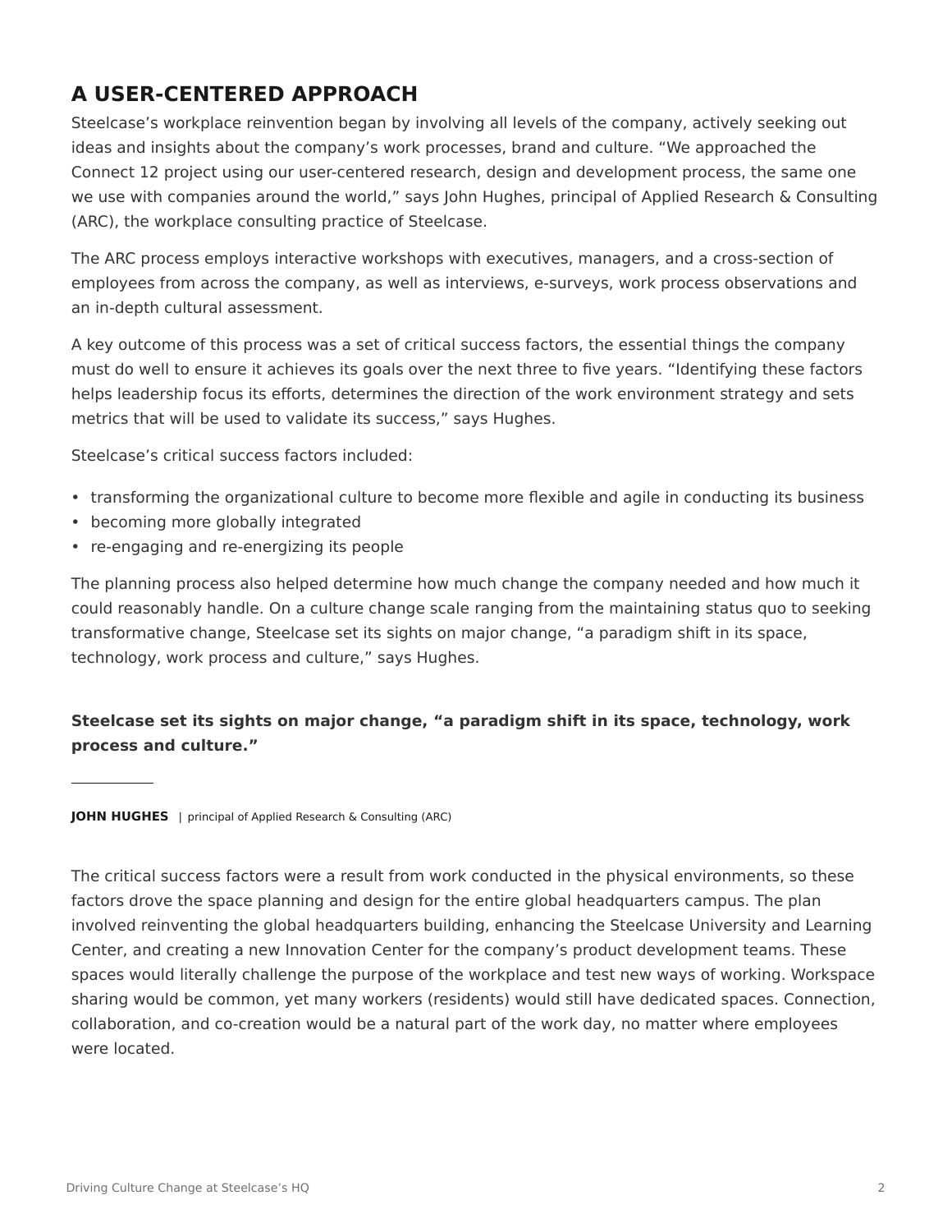## A USER-CENTERED APPROACH

Steelcase's workplace reinvention began by involving all levels of the company, actively seeking out ideas and insights about the company's work processes, brand and culture. "We approached the Connect 12 project using our user-centered research, design and development process, the same one we use with companies around the world," says John Hughes, principal of Applied Research & Consulting (ARC), the workplace consulting practice of Steelcase.

The ARC process employs interactive workshops with executives, managers, and a cross-section of employees from across the company, as well as interviews, e-surveys, work process observations and an in-depth cultural assessment.

A key outcome of this process was a set of critical success factors, the essential things the company must do well to ensure it achieves its goals over the next three to five years. "Identifying these factors helps leadership focus its efforts, determines the direction of the work environment strategy and sets metrics that will be used to validate its success," says Hughes.

Steelcase's critical success factors included:

- transforming the organizational culture to become more flexible and agile in conducting its business
- becoming more globally integrated
- re-engaging and re-energizing its people

The planning process also helped determine how much change the company needed and how much it could reasonably handle. On a culture change scale ranging from the maintaining status quo to seeking transformative change, Steelcase set its sights on major change, "a paradigm shift in its space, technology, work process and culture," says Hughes.

**Steelcase set its sights on major change, "a paradigm shift in its space, technology, work process and culture."**

**JOHN HUGHES** | principal of Applied Research & Consulting (ARC)

The critical success factors were a result from work conducted in the physical environments, so these factors drove the space planning and design for the entire global headquarters campus. The plan involved reinventing the global headquarters building, enhancing the Steelcase University and Learning Center, and creating a new Innovation Center for the company's product development teams. These spaces would literally challenge the purpose of the workplace and test new ways of working. Workspace sharing would be common, yet many workers (residents) would still have dedicated spaces. Connection, collaboration, and co-creation would be a natural part of the work day, no matter where employees were located.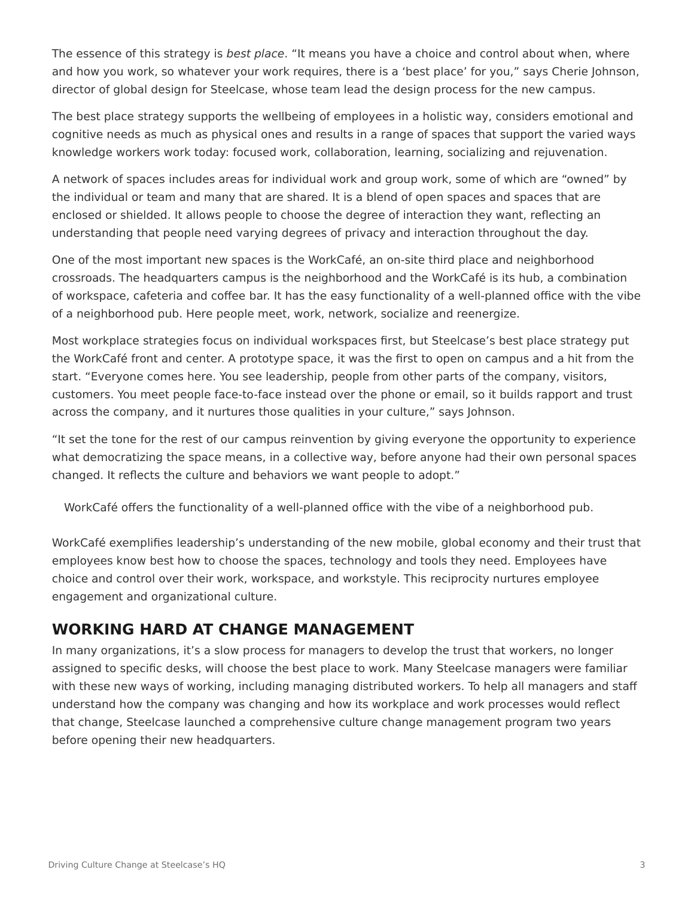The essence of this strategy is *best place*. "It means you have a choice and control about when, where and how you work, so whatever your work requires, there is a 'best place' for you," says Cherie Johnson, director of global design for Steelcase, whose team lead the design process for the new campus.

The best place strategy supports the wellbeing of employees in a holistic way, considers emotional and cognitive needs as much as physical ones and results in a range of spaces that support the varied ways knowledge workers work today: focused work, collaboration, learning, socializing and rejuvenation.

A network of spaces includes areas for individual work and group work, some of which are "owned" by the individual or team and many that are shared. It is a blend of open spaces and spaces that are enclosed or shielded. It allows people to choose the degree of interaction they want, reflecting an understanding that people need varying degrees of privacy and interaction throughout the day.

One of the most important new spaces is the WorkCafé, an on-site third place and neighborhood crossroads. The headquarters campus is the neighborhood and the WorkCafé is its hub, a combination of workspace, cafeteria and coffee bar. It has the easy functionality of a well-planned office with the vibe of a neighborhood pub. Here people meet, work, network, socialize and reenergize.

Most workplace strategies focus on individual workspaces first, but Steelcase's best place strategy put the WorkCafé front and center. A prototype space, it was the first to open on campus and a hit from the start. "Everyone comes here. You see leadership, people from other parts of the company, visitors, customers. You meet people face-to-face instead over the phone or email, so it builds rapport and trust across the company, and it nurtures those qualities in your culture," says Johnson.

"It set the tone for the rest of our campus reinvention by giving everyone the opportunity to experience what democratizing the space means, in a collective way, before anyone had their own personal spaces changed. It reflects the culture and behaviors we want people to adopt."

WorkCafé offers the functionality of a well-planned office with the vibe of a neighborhood pub.

WorkCafé exemplifies leadership's understanding of the new mobile, global economy and their trust that employees know best how to choose the spaces, technology and tools they need. Employees have choice and control over their work, workspace, and workstyle. This reciprocity nurtures employee engagement and organizational culture.

## WORKING HARD AT CHANGE MANAGEMENT

In many organizations, it's a slow process for managers to develop the trust that workers, no longer assigned to specific desks, will choose the best place to work. Many Steelcase managers were familiar with these new ways of working, including managing distributed workers. To help all managers and staff understand how the company was changing and how its workplace and work processes would reflect that change, Steelcase launched a comprehensive culture change management program two years before opening their new headquarters.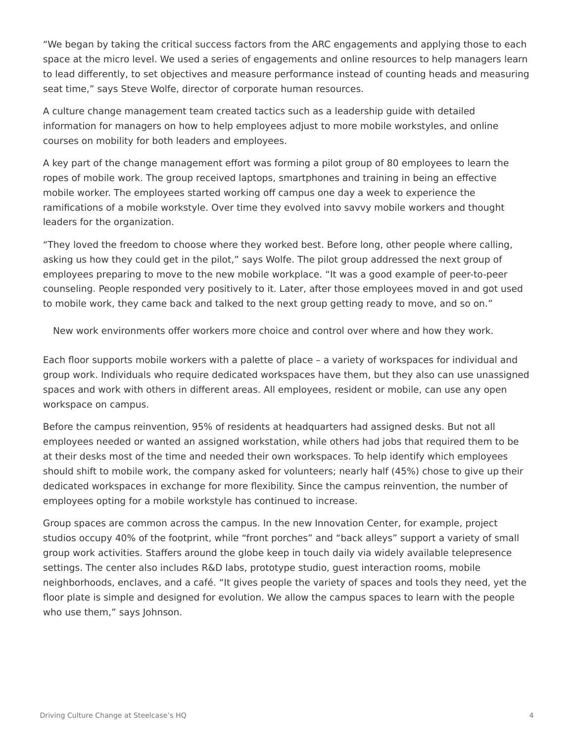"We began by taking the critical success factors from the ARC engagements and applying those to each space at the micro level. We used a series of engagements and online resources to help managers learn to lead differently, to set objectives and measure performance instead of counting heads and measuring seat time," says Steve Wolfe, director of corporate human resources.

A culture change management team created tactics such as a leadership guide with detailed information for managers on how to help employees adjust to more mobile workstyles, and online courses on mobility for both leaders and employees.

A key part of the change management effort was forming a pilot group of 80 employees to learn the ropes of mobile work. The group received laptops, smartphones and training in being an effective mobile worker. The employees started working off campus one day a week to experience the ramifications of a mobile workstyle. Over time they evolved into savvy mobile workers and thought leaders for the organization.

"They loved the freedom to choose where they worked best. Before long, other people where calling, asking us how they could get in the pilot," says Wolfe. The pilot group addressed the next group of employees preparing to move to the new mobile workplace. "It was a good example of peer-to-peer counseling. People responded very positively to it. Later, after those employees moved in and got used to mobile work, they came back and talked to the next group getting ready to move, and so on."

New work environments offer workers more choice and control over where and how they work.

Each floor supports mobile workers with a palette of place – a variety of workspaces for individual and group work. Individuals who require dedicated workspaces have them, but they also can use unassigned spaces and work with others in different areas. All employees, resident or mobile, can use any open workspace on campus.

Before the campus reinvention, 95% of residents at headquarters had assigned desks. But not all employees needed or wanted an assigned workstation, while others had jobs that required them to be at their desks most of the time and needed their own workspaces. To help identify which employees should shift to mobile work, the company asked for volunteers; nearly half (45%) chose to give up their dedicated workspaces in exchange for more flexibility. Since the campus reinvention, the number of employees opting for a mobile workstyle has continued to increase.

Group spaces are common across the campus. In the new Innovation Center, for example, project studios occupy 40% of the footprint, while "front porches" and "back alleys" support a variety of small group work activities. Staffers around the globe keep in touch daily via widely available telepresence settings. The center also includes R&D labs, prototype studio, guest interaction rooms, mobile neighborhoods, enclaves, and a café. "It gives people the variety of spaces and tools they need, yet the floor plate is simple and designed for evolution. We allow the campus spaces to learn with the people who use them," says Johnson.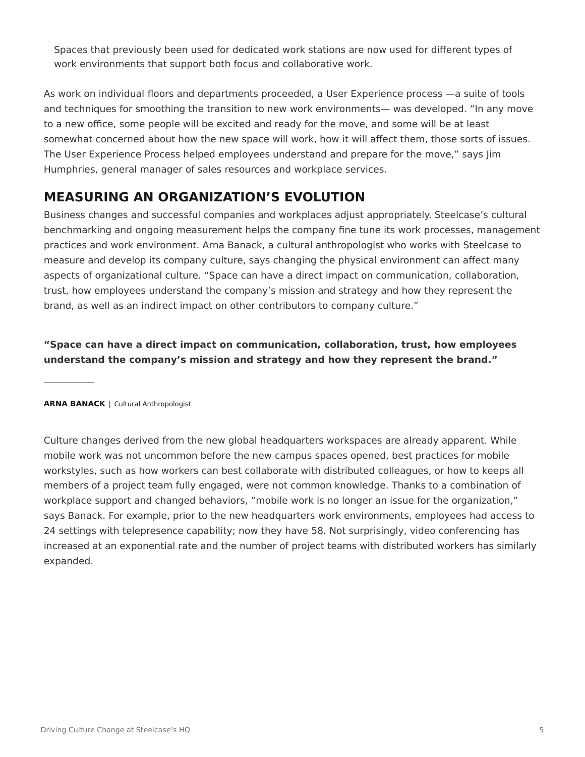Spaces that previously been used for dedicated work stations are now used for different types of work environments that support both focus and collaborative work.

As work on individual floors and departments proceeded, a User Experience process —a suite of tools and techniques for smoothing the transition to new work environments— was developed. “In any move to a new office, some people will be excited and ready for the move, and some will be at least somewhat concerned about how the new space will work, how it will affect them, those sorts of issues. The User Experience Process helped employees understand and prepare for the move,” says Jim Humphries, general manager of sales resources and workplace services.

## MEASURING AN ORGANIZATION’S EVOLUTION

Business changes and successful companies and workplaces adjust appropriately. Steelcase’s cultural benchmarking and ongoing measurement helps the company fine tune its work processes, management practices and work environment. Arna Banack, a cultural anthropologist who works with Steelcase to measure and develop its company culture, says changing the physical environment can affect many aspects of organizational culture. “Space can have a direct impact on communication, collaboration, trust, how employees understand the company’s mission and strategy and how they represent the brand, as well as an indirect impact on other contributors to company culture.”

**“Space can have a direct impact on communication, collaboration, trust, how employees understand the company’s mission and strategy and how they represent the brand.”**

---

**ARNA BANACK** | Cultural Anthropologist

Culture changes derived from the new global headquarters workspaces are already apparent. While mobile work was not uncommon before the new campus spaces opened, best practices for mobile workstyles, such as how workers can best collaborate with distributed colleagues, or how to keeps all members of a project team fully engaged, were not common knowledge. Thanks to a combination of workplace support and changed behaviors, “mobile work is no longer an issue for the organization,” says Banack. For example, prior to the new headquarters work environments, employees had access to 24 settings with telepresence capability; now they have 58. Not surprisingly, video conferencing has increased at an exponential rate and the number of project teams with distributed workers has similarly expanded.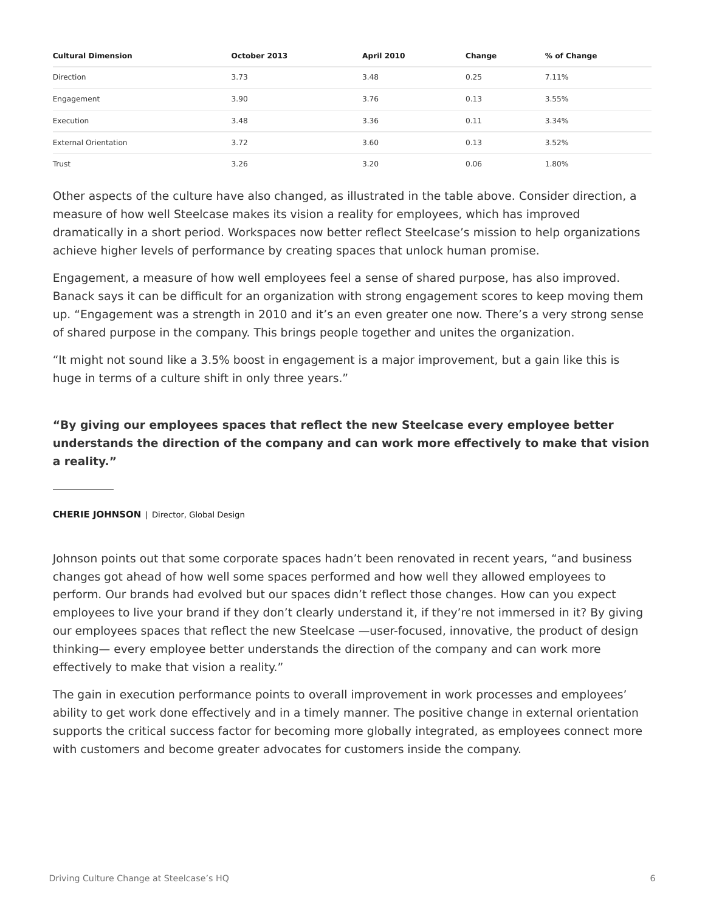| Cultural Dimension | October 2013 | April 2010 | Change | % of Change |
| --- | --- | --- | --- | --- |
| Direction | 3.73 | 3.48 | 0.25 | 7.11% |
| Engagement | 3.90 | 3.76 | 0.13 | 3.55% |
| Execution | 3.48 | 3.36 | 0.11 | 3.34% |
| External Orientation | 3.72 | 3.60 | 0.13 | 3.52% |
| Trust | 3.26 | 3.20 | 0.06 | 1.80% |

Other aspects of the culture have also changed, as illustrated in the table above. Consider direction, a measure of how well Steelcase makes its vision a reality for employees, which has improved dramatically in a short period. Workspaces now better reflect Steelcase's mission to help organizations achieve higher levels of performance by creating spaces that unlock human promise.

Engagement, a measure of how well employees feel a sense of shared purpose, has also improved. Banack says it can be difficult for an organization with strong engagement scores to keep moving them up. "Engagement was a strength in 2010 and it's an even greater one now. There's a very strong sense of shared purpose in the company. This brings people together and unites the organization.

"It might not sound like a 3.5% boost in engagement is a major improvement, but a gain like this is huge in terms of a culture shift in only three years."

**"By giving our employees spaces that reflect the new Steelcase every employee better understands the direction of the company and can work more effectively to make that vision a reality."**

**CHERIE JOHNSON** | Director, Global Design

Johnson points out that some corporate spaces hadn't been renovated in recent years, "and business changes got ahead of how well some spaces performed and how well they allowed employees to perform. Our brands had evolved but our spaces didn't reflect those changes. How can you expect employees to live your brand if they don't clearly understand it, if they're not immersed in it? By giving our employees spaces that reflect the new Steelcase —user-focused, innovative, the product of design thinking— every employee better understands the direction of the company and can work more effectively to make that vision a reality."

The gain in execution performance points to overall improvement in work processes and employees' ability to get work done effectively and in a timely manner. The positive change in external orientation supports the critical success factor for becoming more globally integrated, as employees connect more with customers and become greater advocates for customers inside the company.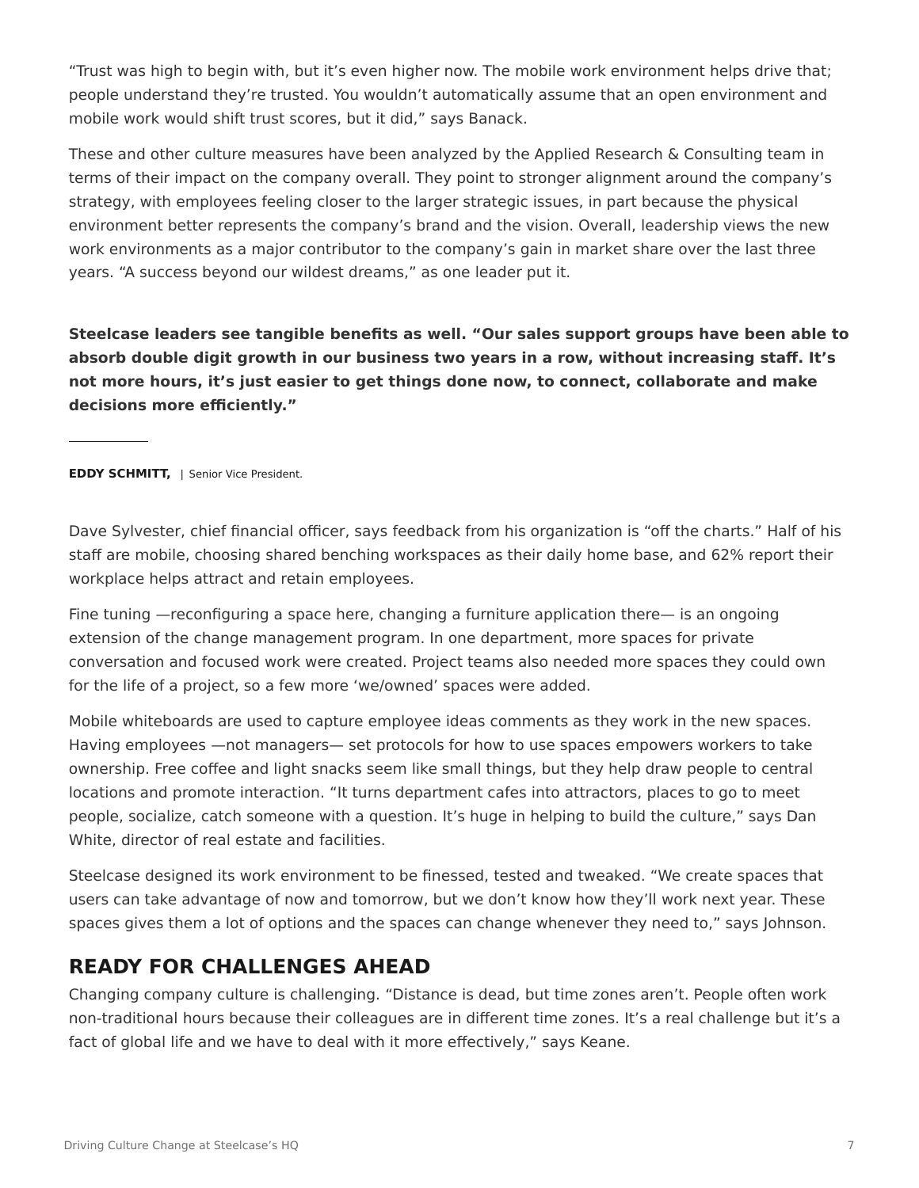"Trust was high to begin with, but it's even higher now. The mobile work environment helps drive that; people understand they're trusted. You wouldn't automatically assume that an open environment and mobile work would shift trust scores, but it did," says Banack.

These and other culture measures have been analyzed by the Applied Research & Consulting team in terms of their impact on the company overall. They point to stronger alignment around the company's strategy, with employees feeling closer to the larger strategic issues, in part because the physical environment better represents the company's brand and the vision. Overall, leadership views the new work environments as a major contributor to the company's gain in market share over the last three years. "A success beyond our wildest dreams," as one leader put it.

**Steelcase leaders see tangible benefits as well. "Our sales support groups have been able to absorb double digit growth in our business two years in a row, without increasing staff. It's not more hours, it's just easier to get things done now, to connect, collaborate and make decisions more efficiently."**

---

**EDDY SCHMITT,** | Senior Vice President.

Dave Sylvester, chief financial officer, says feedback from his organization is "off the charts." Half of his staff are mobile, choosing shared benching workspaces as their daily home base, and 62% report their workplace helps attract and retain employees.

Fine tuning —reconfiguring a space here, changing a furniture application there— is an ongoing extension of the change management program. In one department, more spaces for private conversation and focused work were created. Project teams also needed more spaces they could own for the life of a project, so a few more 'we/owned' spaces were added.

Mobile whiteboards are used to capture employee ideas comments as they work in the new spaces. Having employees —not managers— set protocols for how to use spaces empowers workers to take ownership. Free coffee and light snacks seem like small things, but they help draw people to central locations and promote interaction. "It turns department cafes into attractors, places to go to meet people, socialize, catch someone with a question. It's huge in helping to build the culture," says Dan White, director of real estate and facilities.

Steelcase designed its work environment to be finessed, tested and tweaked. "We create spaces that users can take advantage of now and tomorrow, but we don't know how they'll work next year. These spaces gives them a lot of options and the spaces can change whenever they need to," says Johnson.

## READY FOR CHALLENGES AHEAD

Changing company culture is challenging. "Distance is dead, but time zones aren't. People often work non-traditional hours because their colleagues are in different time zones. It's a real challenge but it's a fact of global life and we have to deal with it more effectively," says Keane.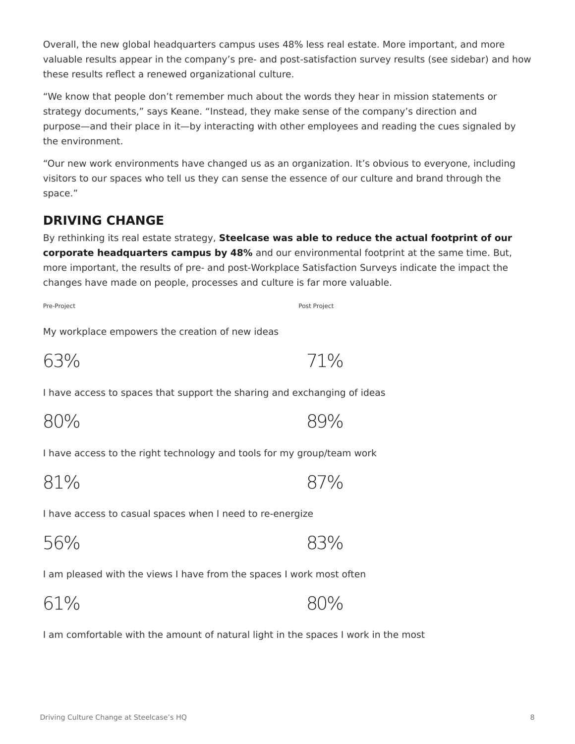Overall, the new global headquarters campus uses 48% less real estate. More important, and more valuable results appear in the company's pre- and post-satisfaction survey results (see sidebar) and how these results reflect a renewed organizational culture.

"We know that people don't remember much about the words they hear in mission statements or strategy documents," says Keane. "Instead, they make sense of the company's direction and purpose—and their place in it—by interacting with other employees and reading the cues signaled by the environment.

"Our new work environments have changed us as an organization. It's obvious to everyone, including visitors to our spaces who tell us they can sense the essence of our culture and brand through the space."

## DRIVING CHANGE

By rethinking its real estate strategy, **Steelcase was able to reduce the actual footprint of our corporate headquarters campus by 48%** and our environmental footprint at the same time. But, more important, the results of pre- and post-Workplace Satisfaction Surveys indicate the impact the changes have made on people, processes and culture is far more valuable.

| | Pre-Project | Post Project |
|---|---|---|
| My workplace empowers the creation of new ideas | 63% | 71% |
| I have access to spaces that support the sharing and exchanging of ideas | 80% | 89% |
| I have access to the right technology and tools for my group/team work | 81% | 87% |
| I have access to casual spaces when I need to re-energize | 56% | 83% |
| I am pleased with the views I have from the spaces I work most often | 61% | 80% |

I am comfortable with the amount of natural light in the spaces I work in the most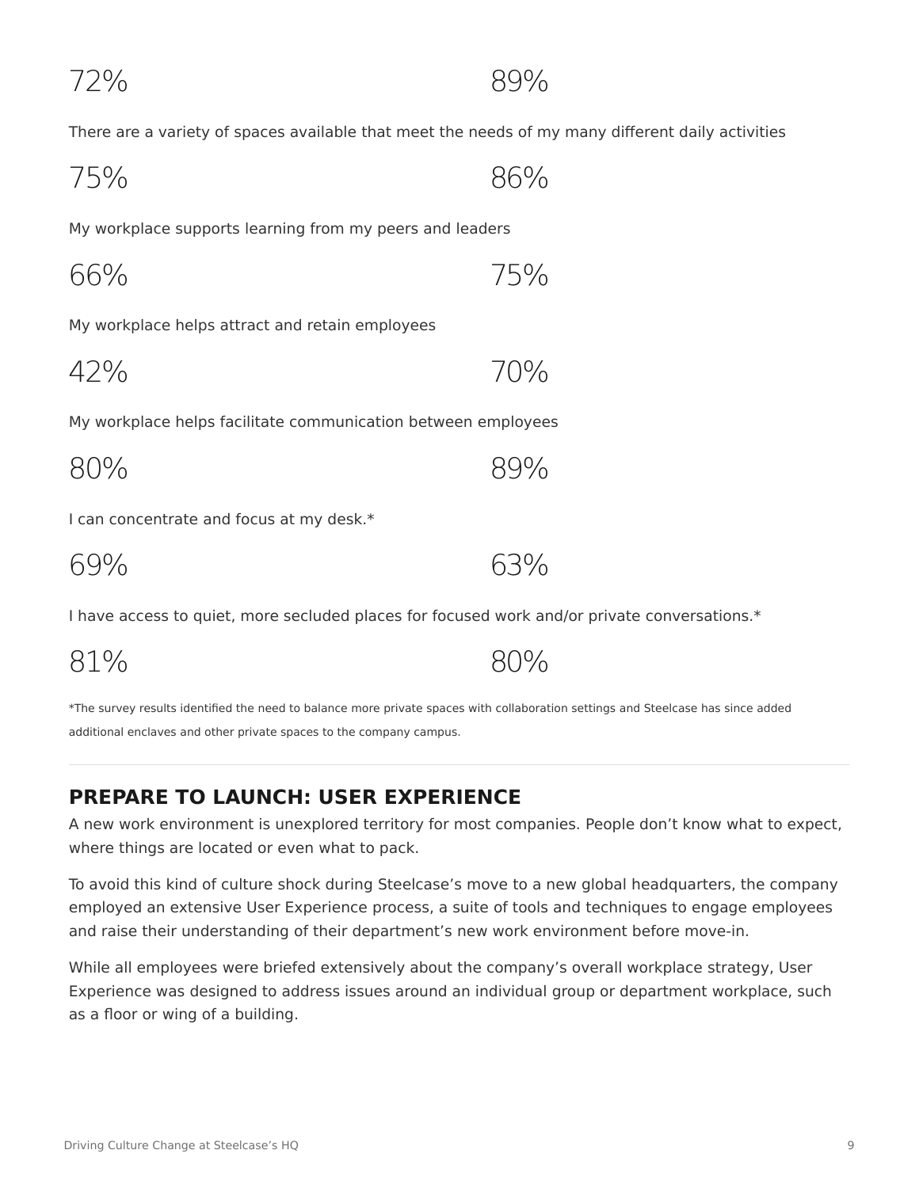72% 89%

There are a variety of spaces available that meet the needs of my many different daily activities

75% 86%

My workplace supports learning from my peers and leaders

66% 75%

My workplace helps attract and retain employees

42% 70%

My workplace helps facilitate communication between employees

80% 89%

I can concentrate and focus at my desk.*

69% 63%

I have access to quiet, more secluded places for focused work and/or private conversations.*

81% 80%

*The survey results identified the need to balance more private spaces with collaboration settings and Steelcase has since added additional enclaves and other private spaces to the company campus.

---

## PREPARE TO LAUNCH: USER EXPERIENCE

A new work environment is unexplored territory for most companies. People don't know what to expect, where things are located or even what to pack.

To avoid this kind of culture shock during Steelcase's move to a new global headquarters, the company employed an extensive User Experience process, a suite of tools and techniques to engage employees and raise their understanding of their department's new work environment before move-in.

While all employees were briefed extensively about the company's overall workplace strategy, User Experience was designed to address issues around an individual group or department workplace, such as a floor or wing of a building.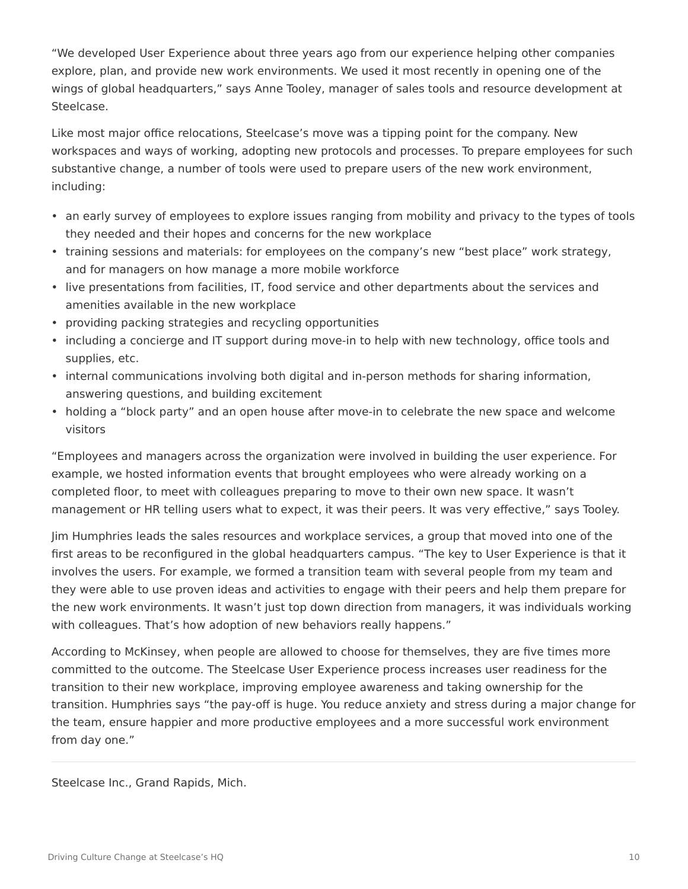"We developed User Experience about three years ago from our experience helping other companies explore, plan, and provide new work environments. We used it most recently in opening one of the wings of global headquarters," says Anne Tooley, manager of sales tools and resource development at Steelcase.

Like most major office relocations, Steelcase's move was a tipping point for the company. New workspaces and ways of working, adopting new protocols and processes. To prepare employees for such substantive change, a number of tools were used to prepare users of the new work environment, including:

- an early survey of employees to explore issues ranging from mobility and privacy to the types of tools they needed and their hopes and concerns for the new workplace
- training sessions and materials: for employees on the company's new "best place" work strategy, and for managers on how manage a more mobile workforce
- live presentations from facilities, IT, food service and other departments about the services and amenities available in the new workplace
- providing packing strategies and recycling opportunities
- including a concierge and IT support during move-in to help with new technology, office tools and supplies, etc.
- internal communications involving both digital and in-person methods for sharing information, answering questions, and building excitement
- holding a "block party" and an open house after move-in to celebrate the new space and welcome visitors

"Employees and managers across the organization were involved in building the user experience. For example, we hosted information events that brought employees who were already working on a completed floor, to meet with colleagues preparing to move to their own new space. It wasn't management or HR telling users what to expect, it was their peers. It was very effective," says Tooley.

Jim Humphries leads the sales resources and workplace services, a group that moved into one of the first areas to be reconfigured in the global headquarters campus. "The key to User Experience is that it involves the users. For example, we formed a transition team with several people from my team and they were able to use proven ideas and activities to engage with their peers and help them prepare for the new work environments. It wasn't just top down direction from managers, it was individuals working with colleagues. That's how adoption of new behaviors really happens."

According to McKinsey, when people are allowed to choose for themselves, they are five times more committed to the outcome. The Steelcase User Experience process increases user readiness for the transition to their new workplace, improving employee awareness and taking ownership for the transition. Humphries says "the pay-off is huge. You reduce anxiety and stress during a major change for the team, ensure happier and more productive employees and a more successful work environment from day one."

---

Steelcase Inc., Grand Rapids, Mich.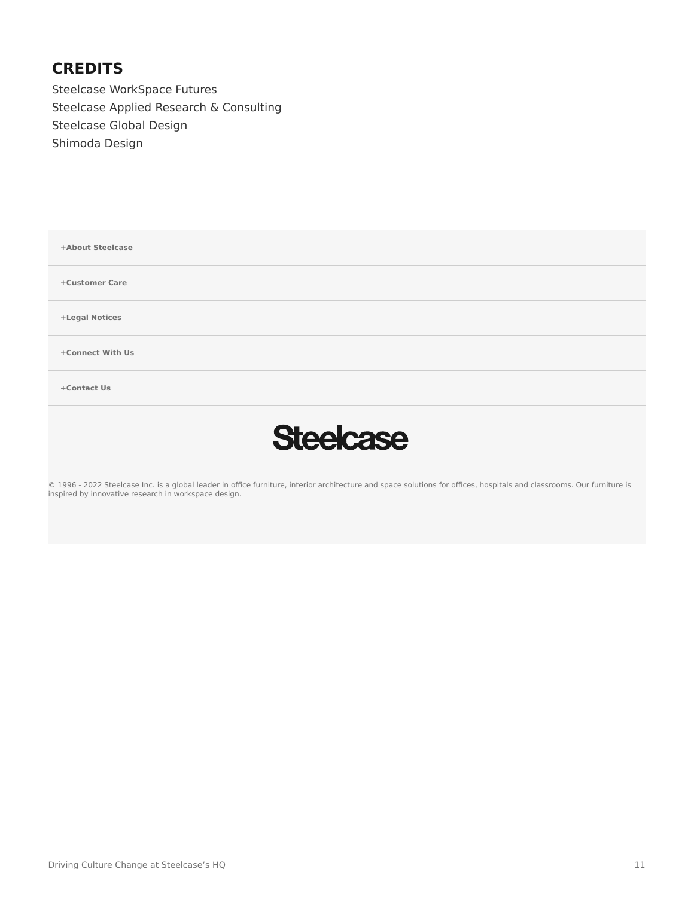## CREDITS

Steelcase WorkSpace Futures

Steelcase Applied Research & Consulting

Steelcase Global Design

Shimoda Design

+About Steelcase

+Customer Care

+Legal Notices

+Connect With Us

+Contact Us

Steelcase

© 1996 - 2022 Steelcase Inc. is a global leader in office furniture, interior architecture and space solutions for offices, hospitals and classrooms. Our furniture is inspired by innovative research in workspace design.